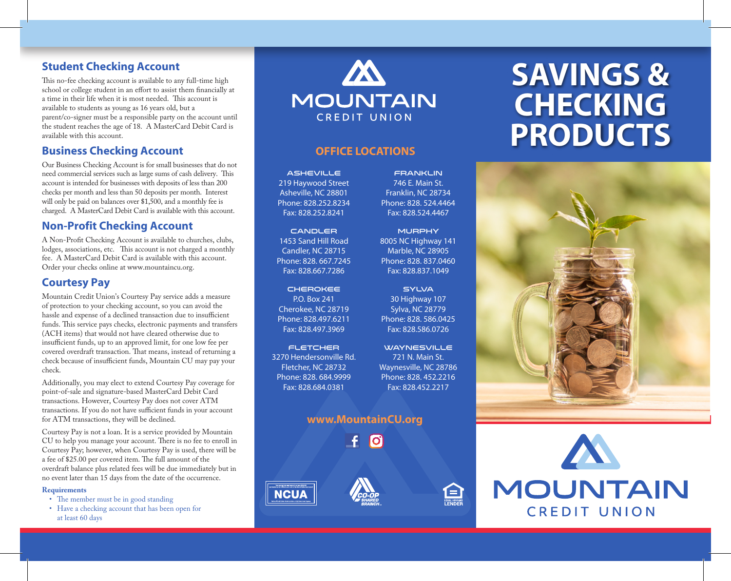## Student Checking Account

This no-fee checking account is available to any full-time high school or college student in an effort to assist them financially at a time in their life when it is most needed. This account is available to students as young as 16 years old, but a parent/co-signer must be a responsible party on the account until the student reaches the age of 18. A MasterCard Debit Card is available with this account.

## Business Checking Account

Our Business Checking Account is for small businesses that do not need commercial services such as large sums of cash delivery. This account is intended for businesses with deposits of less than 200 checks per month and less than 50 deposits per month. Interest will only be paid on balances over $1,500, and a monthly fee is charged. A MasterCard Debit Card is available with this account.

## Non-Profit Checking Account

A Non-Profit Checking Account is available to churches, clubs, lodges, associations, etc. This account is not charged a monthly fee. A MasterCard Debit Card is available with this account. Order your checks online at www.mountaincu.org.

## Courtesy Pay

Mountain Credit Union's Courtesy Pay service adds a measure of protection to your checking account, so you can avoid the hassle and expense of a declined transaction due to insufficient funds. This service pays checks, electronic payments and transfers (ACH items) that would not have cleared otherwise due to insufficient funds, up to an approved limit, for one low fee per covered overdraft transaction. That means, instead of returning a check because of insufficient funds, Mountain CU may pay your check.

Additionally, you may elect to extend Courtesy Pay coverage for point-of-sale and signature-based MasterCard Debit Card transactions. However, Courtesy Pay does not cover ATM transactions. If you do not have sufficient funds in your account for ATM transactions, they will be declined.

Courtesy Pay is not a loan. It is a service provided by Mountain CU to help you manage your account. There is no fee to enroll in Courtesy Pay; however, when Courtesy Pay is used, there will be a fee of $25.00 per covered item. The full amount of the overdraft balance plus related fees will be due immediately but in no event later than 15 days from the date of the occurrence.

**Requirements**

- The member must be in good standing
- Have a checking account that has been open for at least 60 days

MOUNTAIN
CREDIT UNION

## OFFICE LOCATIONS

**ASHEVILLE**
219 Haywood Street
Asheville, NC 28801
Phone: 828.252.8234
Fax: 828.252.8241

**FRANKLIN**
746 E. Main St.
Franklin, NC 28734
Phone: 828. 524.4464
Fax: 828.524.4467

**CANDLER**
1453 Sand Hill Road
Candler, NC 28715
Phone: 828. 667.7245
Fax: 828.667.7286

**MURPHY**
8005 NC Highway 141
Marble, NC 28905
Phone: 828. 837.0460
Fax: 828.837.1049

**CHEROKEE**
P.O. Box 241
Cherokee, NC 28719
Phone: 828.497.6211
Fax: 828.497.3969

**SYLVA**
30 Highway 107
Sylva, NC 28779
Phone: 828. 586.0425
Fax: 828.586.0726

**FLETCHER**
3270 Hendersonville Rd.
Fletcher, NC 28732
Phone: 828. 684.9999
Fax: 828.684.0381

**WAYNESVILLE**
721 N. Main St.
Waynesville, NC 28786
Phone: 828. 452.2216
Fax: 828.452.2217

**www.MountainCU.org**

NCUA

CO-OP SHARED BRANCH

EQUAL HOUSING LENDER

# SAVINGS & CHECKING PRODUCTS

MOUNTAIN
CREDIT UNION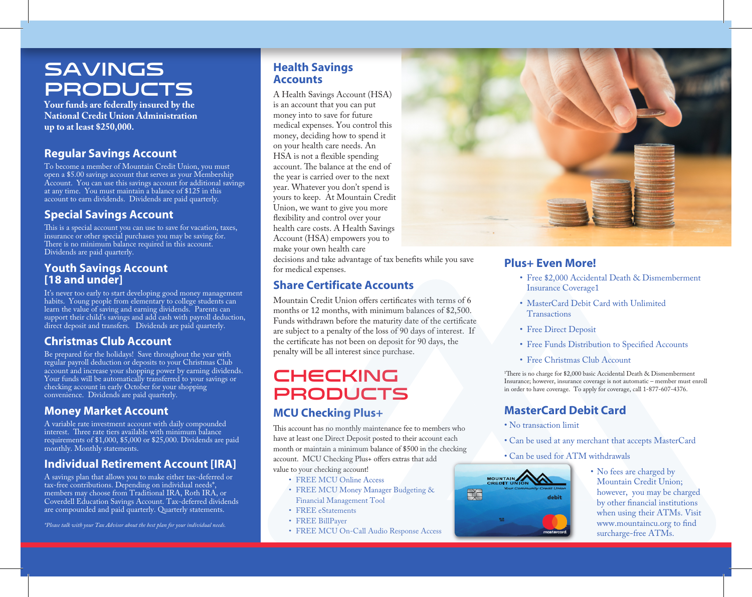# SAVINGS PRODUCTS

**Your funds are federally insured by the National Credit Union Administration up to at least $250,000.**

## Regular Savings Account

To become a member of Mountain Credit Union, you must open a $5.00 savings account that serves as your Membership Account. You can use this savings account for additional savings at any time. You must maintain a balance of $125 in this account to earn dividends. Dividends are paid quarterly.

## Special Savings Account

This is a special account you can use to save for vacation, taxes, insurance or other special purchases you may be saving for. There is no minimum balance required in this account. Dividends are paid quarterly.

## Youth Savings Account [18 and under]

It's never too early to start developing good money management habits. Young people from elementary to college students can learn the value of saving and earning dividends. Parents can support their child's savings and add cash with payroll deduction, direct deposit and transfers. Dividends are paid quarterly.

## Christmas Club Account

Be prepared for the holidays! Save throughout the year with regular payroll deduction or deposits to your Christmas Club account and increase your shopping power by earning dividends. Your funds will be automatically transferred to your savings or checking account in early October for your shopping convenience. Dividends are paid quarterly.

## Money Market Account

A variable rate investment account with daily compounded interest. Three rate tiers available with minimum balance requirements of $1,000, $5,000 or $25,000. Dividends are paid monthly. Monthly statements.

## Individual Retirement Account [IRA]

A savings plan that allows you to make either tax-deferred or tax-free contributions. Depending on individual needs*, members may choose from Traditional IRA, Roth IRA, or Coverdell Education Savings Account. Tax-deferred dividends are compounded and paid quarterly. Quarterly statements.

*\*Please talk with your Tax Advisor about the best plan for your individual needs.*

## Health Savings Accounts

A Health Savings Account (HSA) is an account that you can put money into to save for future medical expenses. You control this money, deciding how to spend it on your health care needs. An HSA is not a flexible spending account. The balance at the end of the year is carried over to the next year. Whatever you don't spend is yours to keep. At Mountain Credit Union, we want to give you more flexibility and control over your health care costs. A Health Savings Account (HSA) empowers you to make your own health care decisions and take advantage of tax benefits while you save for medical expenses.

## Share Certificate Accounts

Mountain Credit Union offers certificates with terms of 6 months or 12 months, with minimum balances of $2,500. Funds withdrawn before the maturity date of the certificate are subject to a penalty of the loss of 90 days of interest. If the certificate has not been on deposit for 90 days, the penalty will be all interest since purchase.

# CHECKING PRODUCTS

## MCU Checking Plus+

This account has no monthly maintenance fee to members who have at least one Direct Deposit posted to their account each month or maintain a minimum balance of $500 in the checking account. MCU Checking Plus+ offers extras that add value to your checking account!

- FREE MCU Online Access
- FREE MCU Money Manager Budgeting & Financial Management Tool
- FREE eStatements
- FREE BillPayer
- FREE MCU On-Call Audio Response Access

## Plus+ Even More!

- Free $2,000 Accidental Death & Dismemberment Insurance Coverage1
- MasterCard Debit Card with Unlimited Transactions
- Free Direct Deposit
- Free Funds Distribution to Specified Accounts
- Free Christmas Club Account

[1]There is no charge for $2,000 basic Accidental Death & Dismemberment Insurance; however, insurance coverage is not automatic – member must enroll in order to have coverage. To apply for coverage, call 1-877-607-4376.

## MasterCard Debit Card

- No transaction limit
- Can be used at any merchant that accepts MasterCard
- Can be used for ATM withdrawals
- No fees are charged by Mountain Credit Union; however, you may be charged by other financial institutions when using their ATMs. Visit www.mountaincu.org to find surcharge-free ATMs.